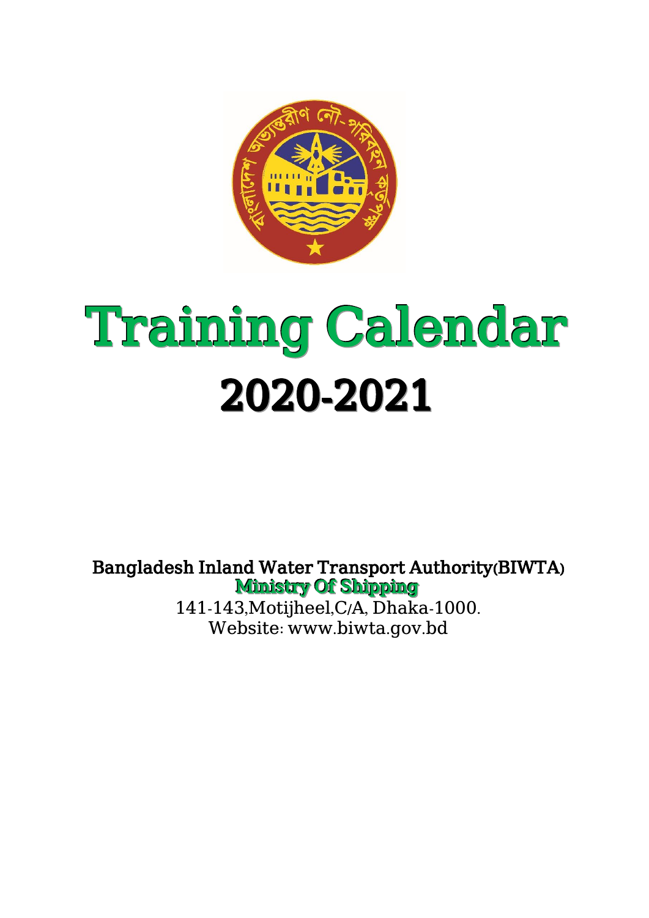# Training Calendar

# 2020-2021

**Bangladesh Inland Water Transport Authority(BIWTA)**

**Ministry Of Shipping**

141-143,Motijheel,C/A, Dhaka-1000.

Website: www.biwta.gov.bd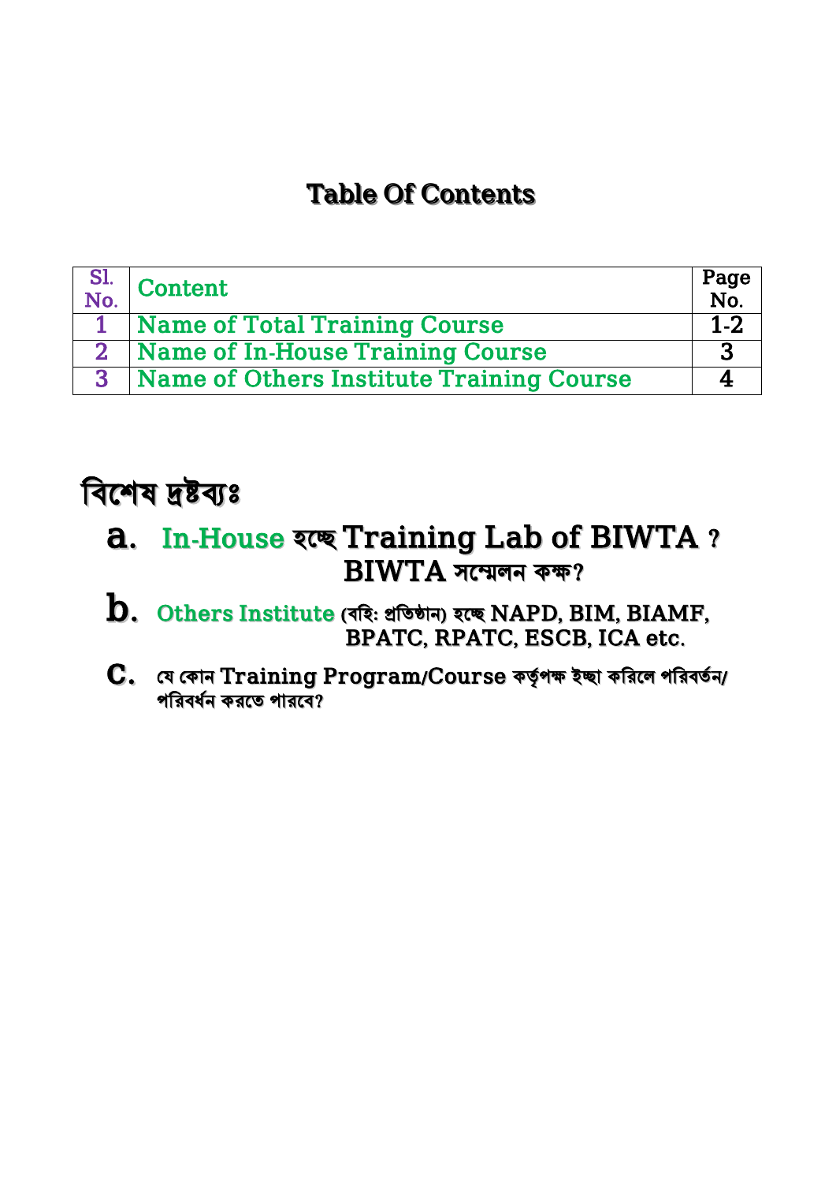# Table Of Contents

| Sl. No. | Content | Page No. |
|---|---|---|
| 1 | Name of Total Training Course | 1-2 |
| 2 | Name of In-House Training Course | 3 |
| 3 | Name of Others Institute Training Course | 4 |

## বিশেষ দ্রষ্টব্যঃ

a. In-House হচ্ছে Training Lab of BIWTA ? BIWTA সম্মেলন কক্ষ?

b. Others Institute (বহি: প্রতিষ্ঠান) হচ্ছে NAPD, BIM, BIAMF, BPATC, RPATC, ESCB, ICA etc.

c. যে কোন Training Program/Course কর্তৃপক্ষ ইচ্ছা করিলে পরিবর্তন/ পরিবর্ধন করতে পারবে?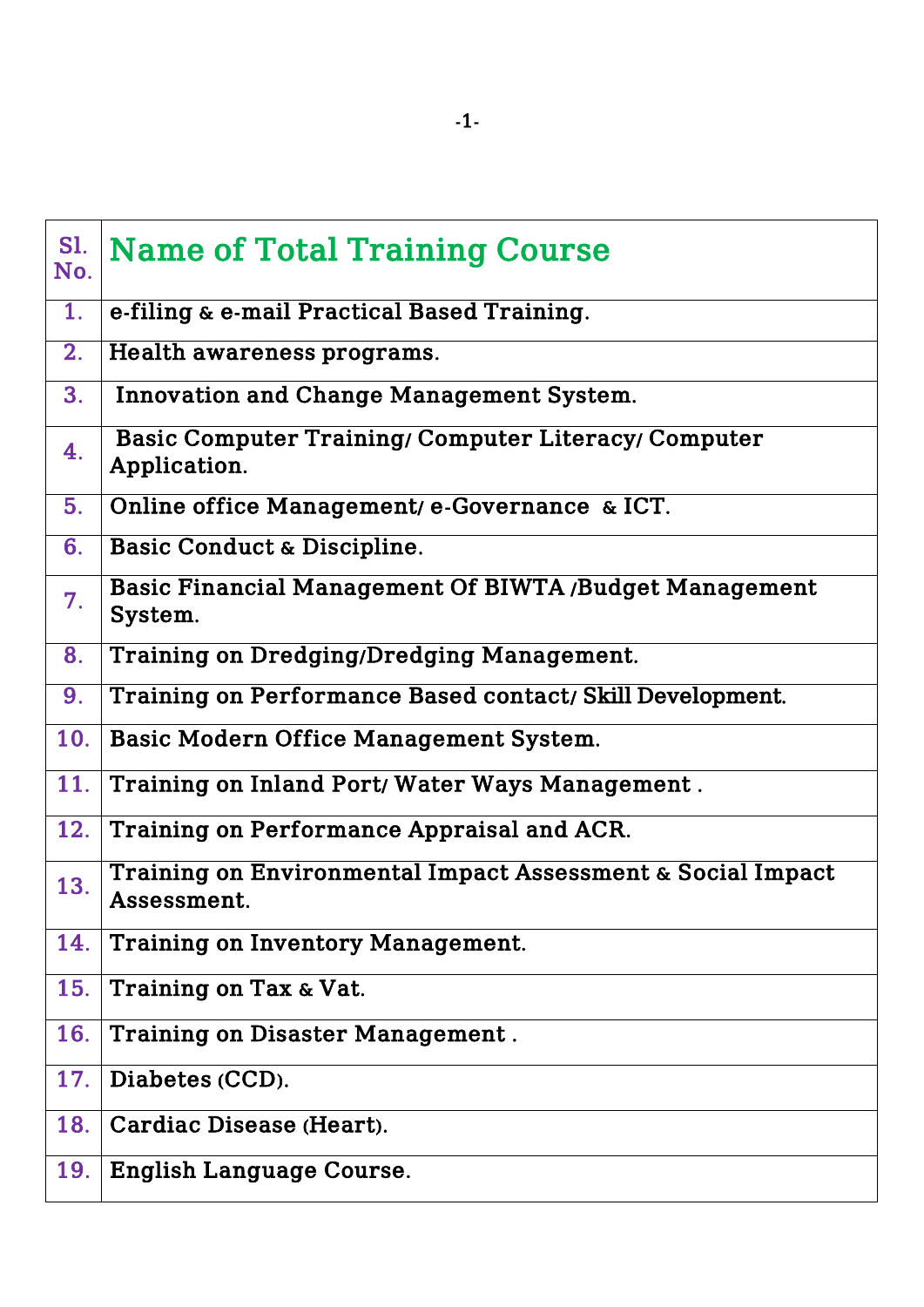| Sl. No. | Name of Total Training Course |
|---|---|
| 1. | e-filing & e-mail Practical Based Training. |
| 2. | Health awareness programs. |
| 3. | Innovation and Change Management System. |
| 4. | Basic Computer Training/ Computer Literacy/ Computer Application. |
| 5. | Online office Management/ e-Governance & ICT. |
| 6. | Basic Conduct & Discipline. |
| 7. | Basic Financial Management Of BIWTA /Budget Management System. |
| 8. | Training on Dredging/Dredging Management. |
| 9. | Training on Performance Based contact/ Skill Development. |
| 10. | Basic Modern Office Management System. |
| 11. | Training on Inland Port/ Water Ways Management . |
| 12. | Training on Performance Appraisal and ACR. |
| 13. | Training on Environmental Impact Assessment & Social Impact Assessment. |
| 14. | Training on Inventory Management. |
| 15. | Training on Tax & Vat. |
| 16. | Training on Disaster Management . |
| 17. | Diabetes (CCD). |
| 18. | Cardiac Disease (Heart). |
| 19. | English Language Course. |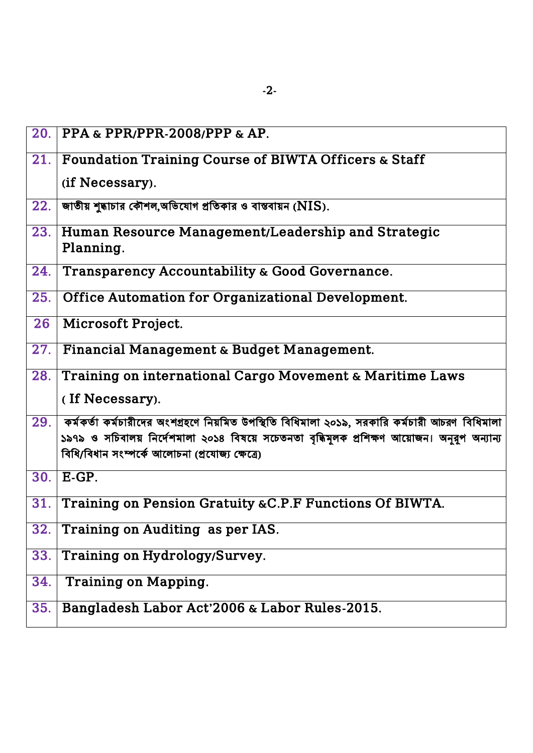| | |
|---|---|
| 20. | PPA & PPR/PPR-2008/PPP & AP. |
| 21. | Foundation Training Course of BIWTA Officers & Staff (if Necessary). |
| 22. | জাতীয় শুদ্ধাচার কৌশল,অভিযোগ প্রতিকার ও বাস্তবায়ন (NIS). |
| 23. | Human Resource Management/Leadership and Strategic Planning. |
| 24. | Transparency Accountability & Good Governance. |
| 25. | Office Automation for Organizational Development. |
| 26 | Microsoft Project. |
| 27. | Financial Management & Budget Management. |
| 28. | Training on international Cargo Movement & Maritime Laws ( If Necessary). |
| 29. | কর্মকর্তা কর্মচারীদের অংশগ্রহণে নিয়মিত উপস্থিতি বিধিমালা ২০১৯, সরকারি কর্মচারী আচরণ বিধিমালা ১৯৭৯ ও সচিবালয় নির্দেশমালা ২০১৪ বিষয়ে সচেতনতা বৃদ্ধিমূলক প্রশিক্ষণ আয়োজন। অনুরূপ অন্যান্য বিধি/বিধান সংস্পর্কে আলোচনা (প্রযোজ্য ক্ষেত্রে) |
| 30. | E-GP. |
| 31. | Training on Pension Gratuity &C.P.F Functions Of BIWTA. |
| 32. | Training on Auditing as per IAS. |
| 33. | Training on Hydrology/Survey. |
| 34. | Training on Mapping. |
| 35. | Bangladesh Labor Act'2006 & Labor Rules-2015. |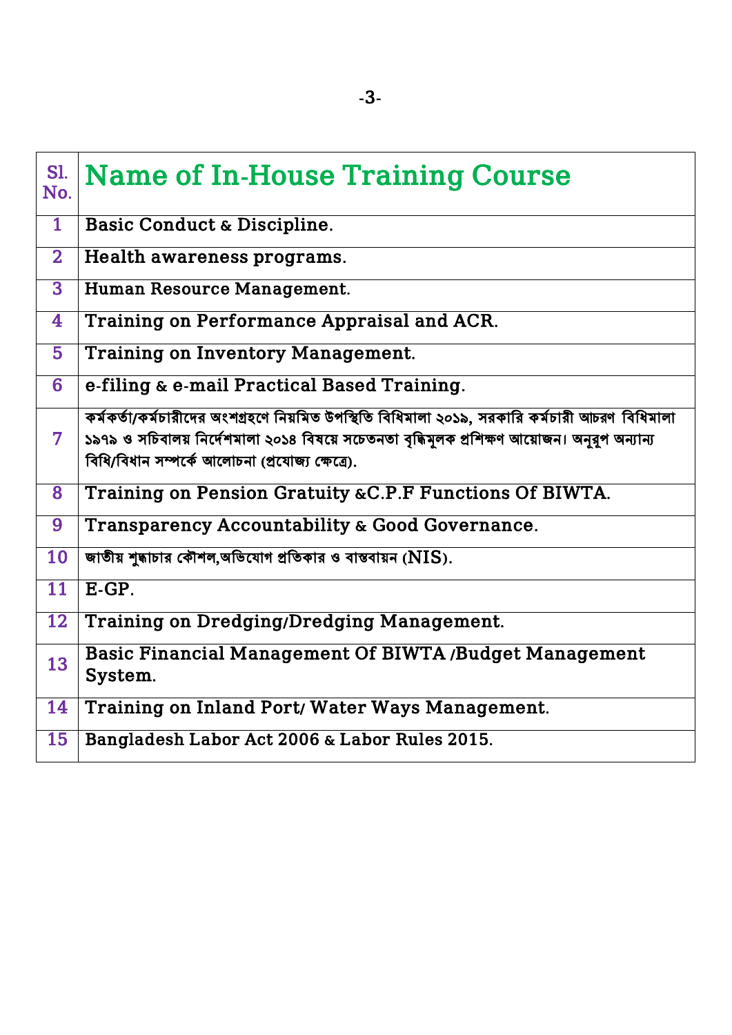| Sl. No. | Name of In-House Training Course |
|---|---|
| 1 | Basic Conduct & Discipline. |
| 2 | Health awareness programs. |
| 3 | Human Resource Management. |
| 4 | Training on Performance Appraisal and ACR. |
| 5 | Training on Inventory Management. |
| 6 | e-filing & e-mail Practical Based Training. |
| 7 | কর্মকর্তা/কর্মচারীদের অংশগ্রহণে নিয়মিত উপস্থিতি বিধিমালা ২০১৯, সরকারি কর্মচারী আচরণ বিধিমালা ১৯৭৯ ও সচিবালয় নির্দেশমালা ২০১৪ বিষয়ে সচেতনতা বৃদ্ধিমূলক প্রশিক্ষণ আয়োজন। অনুরূপ অন্যান্য বিধি/বিধান সম্পর্কে আলোচনা (প্রযোজ্য ক্ষেত্রে). |
| 8 | Training on Pension Gratuity &C.P.F Functions Of BIWTA. |
| 9 | Transparency Accountability & Good Governance. |
| 10 | জাতীয় শুদ্ধাচার কৌশল,অভিযোগ প্রতিকার ও বাস্তবায়ন (NIS). |
| 11 | E-GP. |
| 12 | Training on Dredging/Dredging Management. |
| 13 | Basic Financial Management Of BIWTA /Budget Management System. |
| 14 | Training on Inland Port/ Water Ways Management. |
| 15 | Bangladesh Labor Act 2006 & Labor Rules 2015. |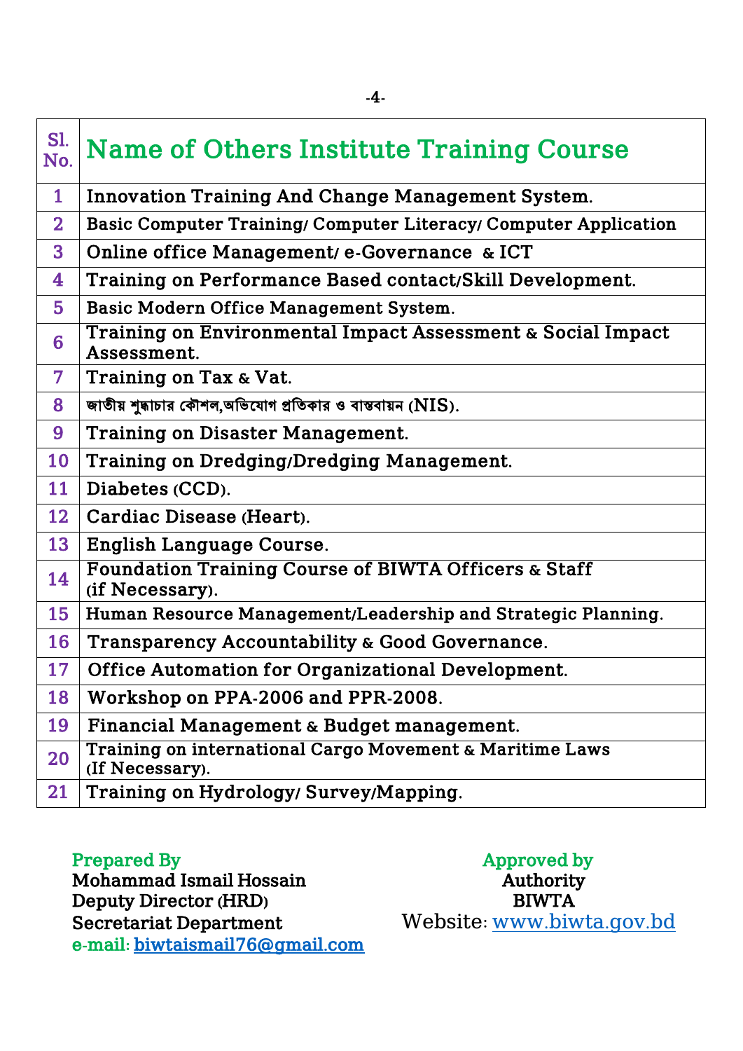| Sl. No. | Name of Others Institute Training Course |
|---|---|
| 1 | Innovation Training And Change Management System. |
| 2 | Basic Computer Training/ Computer Literacy/ Computer Application |
| 3 | Online office Management/ e-Governance & ICT |
| 4 | Training on Performance Based contact/Skill Development. |
| 5 | Basic Modern Office Management System. |
| 6 | Training on Environmental Impact Assessment & Social Impact Assessment. |
| 7 | Training on Tax & Vat. |
| 8 | জাতীয় শুদ্ধাচার কৌশল,অভিযোগ প্রতিকার ও বাস্তবায়ন (NIS). |
| 9 | Training on Disaster Management. |
| 10 | Training on Dredging/Dredging Management. |
| 11 | Diabetes (CCD). |
| 12 | Cardiac Disease (Heart). |
| 13 | English Language Course. |
| 14 | Foundation Training Course of BIWTA Officers & Staff (if Necessary). |
| 15 | Human Resource Management/Leadership and Strategic Planning. |
| 16 | Transparency Accountability & Good Governance. |
| 17 | Office Automation for Organizational Development. |
| 18 | Workshop on PPA-2006 and PPR-2008. |
| 19 | Financial Management & Budget management. |
| 20 | Training on international Cargo Movement & Maritime Laws (If Necessary). |
| 21 | Training on Hydrology/ Survey/Mapping. |

**Prepared By**
Mohammad Ismail Hossain
Deputy Director (HRD)
Secretariat Department
e-mail: biwtaismail76@gmail.com

**Approved by**
Authority
BIWTA
Website: www.biwta.gov.bd